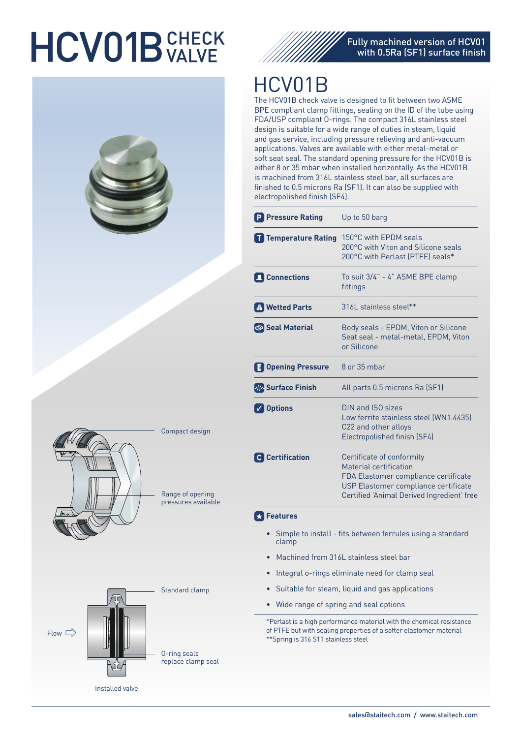# HCV01B CHECK VALVE

Fully machined version of HCV01 with 0.5Ra (SF1) surface finish

## HCV01B

The HCV01B check valve is designed to fit between two ASME BPE compliant clamp fittings, sealing on the ID of the tube using FDA/USP compliant O-rings. The compact 316L stainless steel design is suitable for a wide range of duties in steam, liquid and gas service, including pressure relieving and anti-vacuum applications. Valves are available with either metal-metal or soft seat seal. The standard opening pressure for the HCV01B is either 8 or 35 mbar when installed horizontally. As the HCV01B is machined from 316L stainless steel bar, all surfaces are finished to 0.5 microns Ra (SF1). It can also be supplied with electropolished finish (SF4).

| | |
|---|---|
| **Pressure Rating** | Up to 50 barg |
| **Temperature Rating** | 150°C with EPDM seals<br>200°C with Viton and Silicone seals<br>200°C with Perlast (PTFE) seals* |
| **Connections** | To suit 3/4" - 4" ASME BPE clamp fittings |
| **Wetted Parts** | 316L stainless steel** |
| **Seal Material** | Body seals - EPDM, Viton or Silicone<br>Seat seal - metal-metal, EPDM, Viton or Silicone |
| **Opening Pressure** | 8 or 35 mbar |
| **Surface Finish** | All parts 0.5 microns Ra (SF1) |
| **Options** | DIN and ISO sizes<br>Low ferrite stainless steel (WN1.4435)<br>C22 and other alloys<br>Electropolished finish (SF4) |
| **Certification** | Certificate of conformity<br>Material certification<br>FDA Elastomer compliance certificate<br>USP Elastomer compliance certificate<br>Certified 'Animal Derived Ingredient' free |

### Features

- Simple to install - fits between ferrules using a standard clamp
- Machined from 316L stainless steel bar
- Integral o-rings eliminate need for clamp seal
- Suitable for steam, liquid and gas applications
- Wide range of spring and seal options

*Perlast is a high performance material with the chemical resistance of PTFE but with sealing properties of a softer elastomer material
**Spring is 316 S11 stainless steel

Compact design

Range of opening pressures available

Standard clamp

Flow

O-ring seals replace clamp seal

Installed valve

sales@staitech.com / www.staitech.com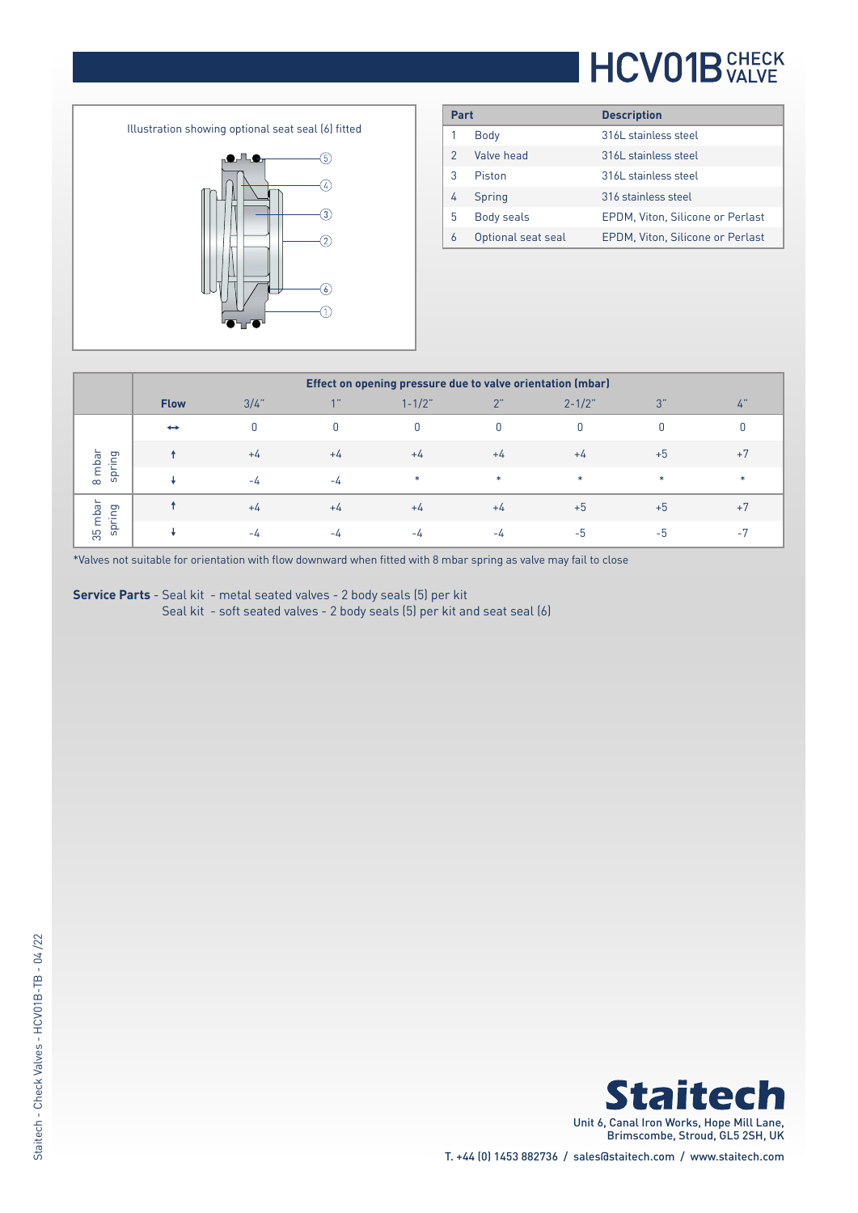# HCV01B CHECK VALVE

Illustration showing optional seat seal (6) fitted

| Part | | Description |
|---|---|---|
| 1 | Body | 316L stainless steel |
| 2 | Valve head | 316L stainless steel |
| 3 | Piston | 316L stainless steel |
| 4 | Spring | 316 stainless steel |
| 5 | Body seals | EPDM, Viton, Silicone or Perlast |
| 6 | Optional seat seal | EPDM, Viton, Silicone or Perlast |

| | Effect on opening pressure due to valve orientation (mbar) | | | | | | | |
|---|---|---|---|---|---|---|---|---|
| | **Flow** | 3/4" | 1" | 1-1/2" | 2" | 2-1/2" | 3" | 4" |
| 8 mbar spring | ↔ | 0 | 0 | 0 | 0 | 0 | 0 | 0 |
| | ↑ | +4 | +4 | +4 | +4 | +4 | +5 | +7 |
| | ↓ | -4 | -4 | * | * | * | * | * |
| 35 mbar spring | ↑ | +4 | +4 | +4 | +4 | +5 | +5 | +7 |
| | ↓ | -4 | -4 | -4 | -4 | -5 | -5 | -7 |

*Valves not suitable for orientation with flow downward when fitted with 8 mbar spring as valve may fail to close

**Service Parts** - Seal kit - metal seated valves - 2 body seals (5) per kit
Seal kit - soft seated valves - 2 body seals (5) per kit and seat seal (6)

**Staitech**
Unit 6, Canal Iron Works, Hope Mill Lane,
Brimscombe, Stroud, GL5 2SH, UK

T. +44 (0) 1453 882736 / sales@staitech.com / www.staitech.com

Staitech - Check Valves - HCV01B-TB - 04 /22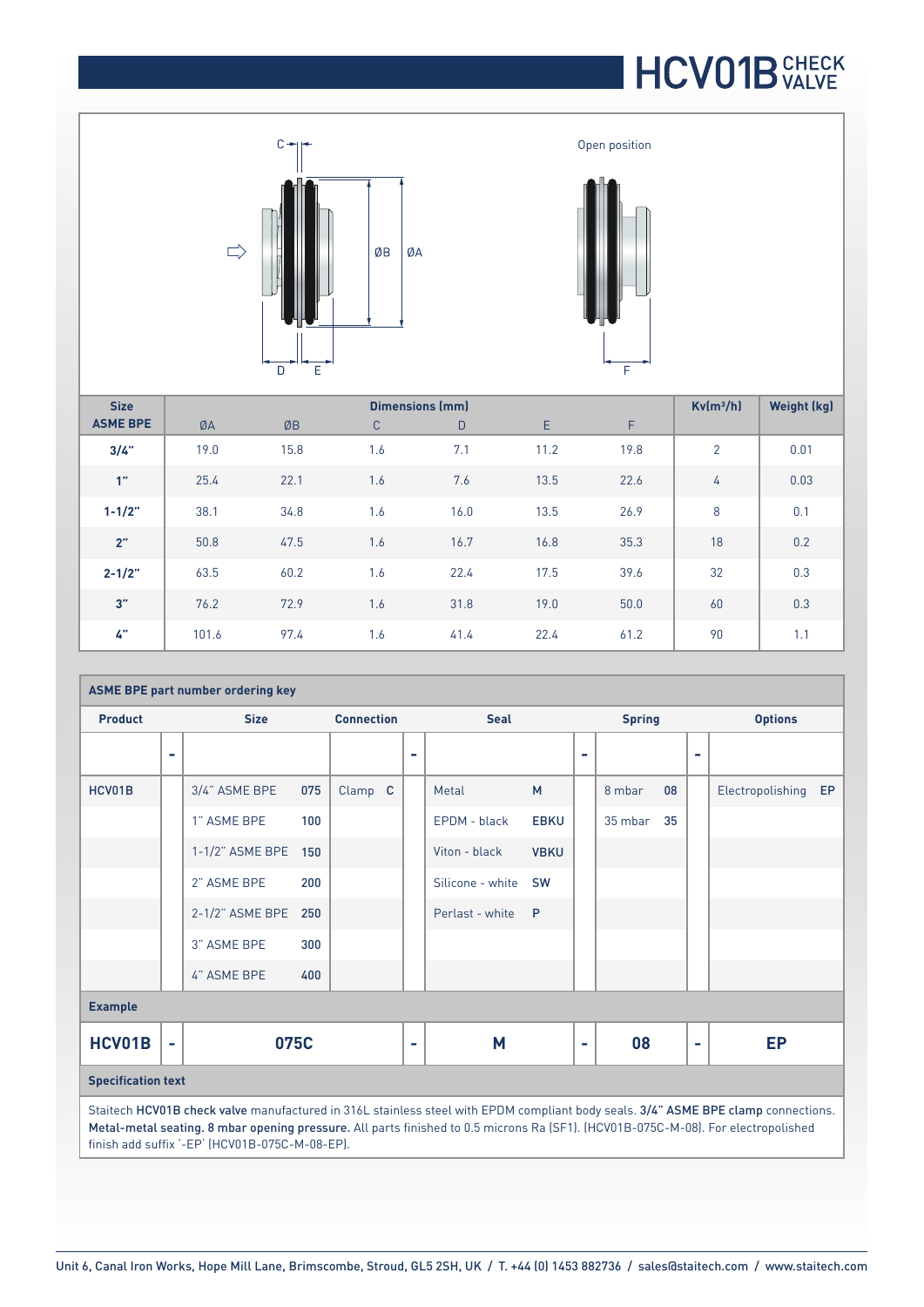# HCV01B CHECK VALVE

C

ØB ØA

D E

Open position

F

| Size ASME BPE | Dimensions (mm) | | | | | | Kv(m³/h) | Weight (kg) |
|---|---|---|---|---|---|---|---|---|
| | ØA | ØB | C | D | E | F | | |
| 3/4" | 19.0 | 15.8 | 1.6 | 7.1 | 11.2 | 19.8 | 2 | 0.01 |
| 1" | 25.4 | 22.1 | 1.6 | 7.6 | 13.5 | 22.6 | 4 | 0.03 |
| 1-1/2" | 38.1 | 34.8 | 1.6 | 16.0 | 13.5 | 26.9 | 8 | 0.1 |
| 2" | 50.8 | 47.5 | 1.6 | 16.7 | 16.8 | 35.3 | 18 | 0.2 |
| 2-1/2" | 63.5 | 60.2 | 1.6 | 22.4 | 17.5 | 39.6 | 32 | 0.3 |
| 3" | 76.2 | 72.9 | 1.6 | 31.8 | 19.0 | 50.0 | 60 | 0.3 |
| 4" | 101.6 | 97.4 | 1.6 | 41.4 | 22.4 | 61.2 | 90 | 1.1 |

## ASME BPE part number ordering key

| Product | | Size | | Connection | | Seal | | | Spring | | | Options | |
|---|---|---|---|---|---|---|---|---|---|---|---|---|---|
| | - | | | | - | | | - | | | - | | |
| HCV01B | | 3/4" ASME BPE | 075 | Clamp C | | Metal | M | | 8 mbar | 08 | | Electropolishing | EP |
| | | 1" ASME BPE | 100 | | | EPDM - black | EBKU | | 35 mbar | 35 | | | |
| | | 1-1/2" ASME BPE | 150 | | | Viton - black | VBKU | | | | | | |
| | | 2" ASME BPE | 200 | | | Silicone - white | SW | | | | | | |
| | | 2-1/2" ASME BPE | 250 | | | Perlast - white | P | | | | | | |
| | | 3" ASME BPE | 300 | | | | | | | | | | |
| | | 4" ASME BPE | 400 | | | | | | | | | | |

**Example**

| HCV01B | - | 075C | - | M | - | 08 | - | EP |
|---|---|---|---|---|---|---|---|---|

**Specification text**

Staitech **HCV01B check valve** manufactured in 316L stainless steel with EPDM compliant body seals. **3/4" ASME BPE clamp** connections. **Metal-metal seating. 8 mbar opening pressure.** All parts finished to 0.5 microns Ra (SF1). (HCV01B-075C-M-08). For electropolished finish add suffix '-EP' (HCV01B-075C-M-08-EP).